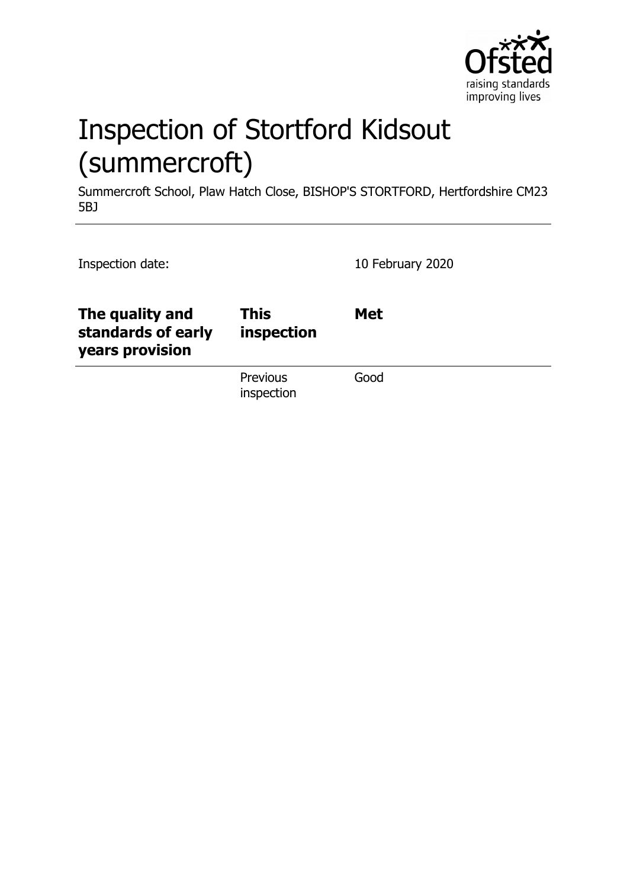# Inspection of Stortford Kidsout (summercroft)

Summercroft School, Plaw Hatch Close, BISHOP'S STORTFORD, Hertfordshire CM23 5BJ

Inspection date: 10 February 2020

| **The quality and standards of early years provision** | **This inspection** | **Met** |
| --- | --- | --- |
| | Previous inspection | Good |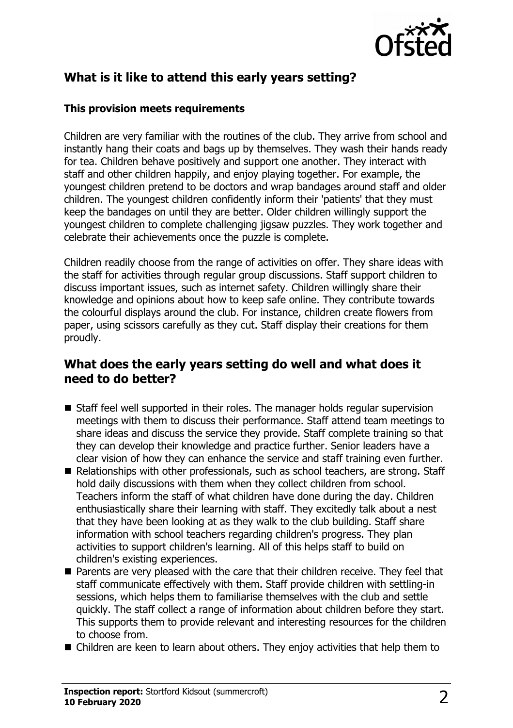## What is it like to attend this early years setting?

### This provision meets requirements

Children are very familiar with the routines of the club. They arrive from school and instantly hang their coats and bags up by themselves. They wash their hands ready for tea. Children behave positively and support one another. They interact with staff and other children happily, and enjoy playing together. For example, the youngest children pretend to be doctors and wrap bandages around staff and older children. The youngest children confidently inform their 'patients' that they must keep the bandages on until they are better. Older children willingly support the youngest children to complete challenging jigsaw puzzles. They work together and celebrate their achievements once the puzzle is complete.

Children readily choose from the range of activities on offer. They share ideas with the staff for activities through regular group discussions. Staff support children to discuss important issues, such as internet safety. Children willingly share their knowledge and opinions about how to keep safe online. They contribute towards the colourful displays around the club. For instance, children create flowers from paper, using scissors carefully as they cut. Staff display their creations for them proudly.

## What does the early years setting do well and what does it need to do better?

- Staff feel well supported in their roles. The manager holds regular supervision meetings with them to discuss their performance. Staff attend team meetings to share ideas and discuss the service they provide. Staff complete training so that they can develop their knowledge and practice further. Senior leaders have a clear vision of how they can enhance the service and staff training even further.
- Relationships with other professionals, such as school teachers, are strong. Staff hold daily discussions with them when they collect children from school. Teachers inform the staff of what children have done during the day. Children enthusiastically share their learning with staff. They excitedly talk about a nest that they have been looking at as they walk to the club building. Staff share information with school teachers regarding children's progress. They plan activities to support children's learning. All of this helps staff to build on children's existing experiences.
- Parents are very pleased with the care that their children receive. They feel that staff communicate effectively with them. Staff provide children with settling-in sessions, which helps them to familiarise themselves with the club and settle quickly. The staff collect a range of information about children before they start. This supports them to provide relevant and interesting resources for the children to choose from.
- Children are keen to learn about others. They enjoy activities that help them to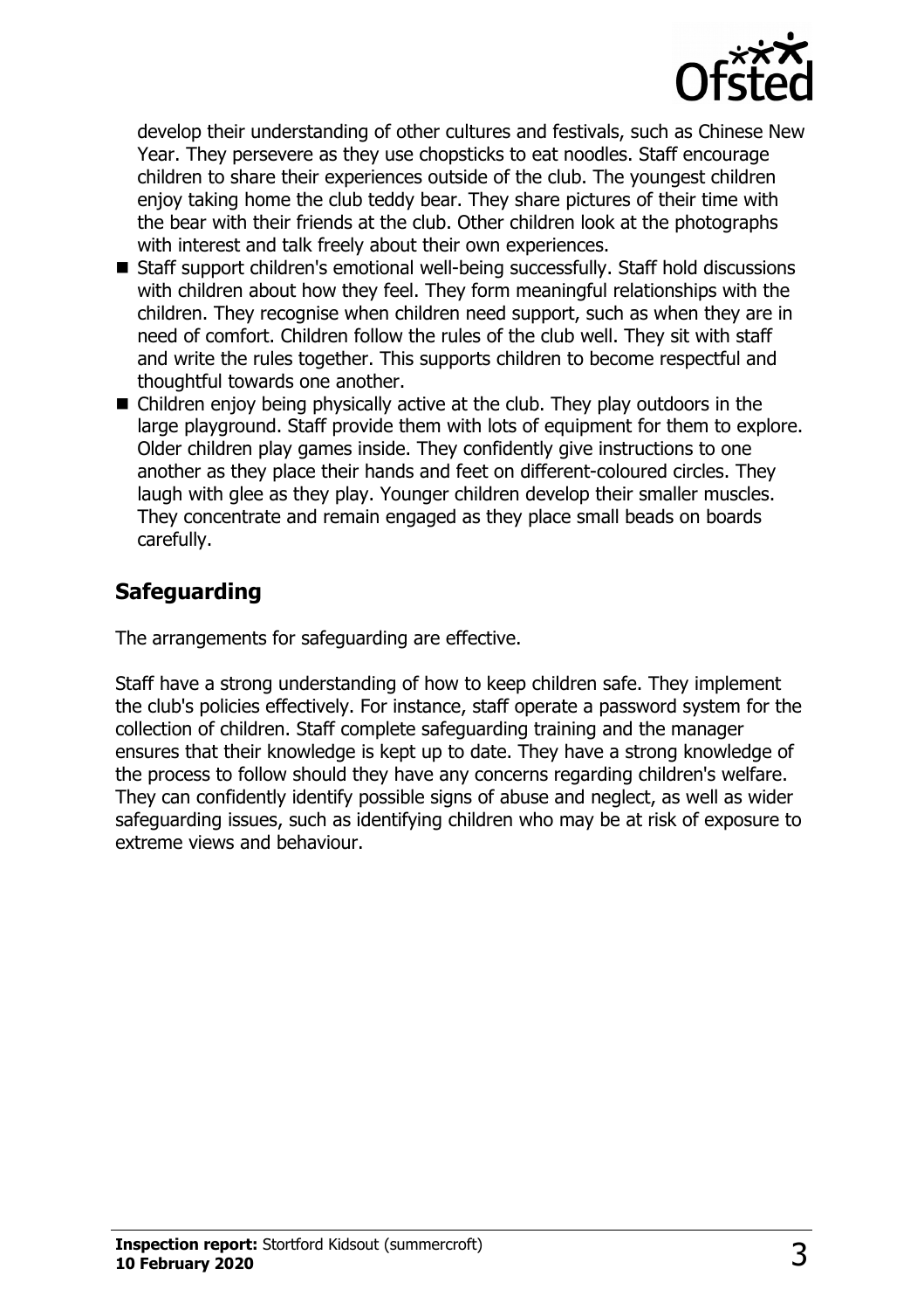develop their understanding of other cultures and festivals, such as Chinese New Year. They persevere as they use chopsticks to eat noodles. Staff encourage children to share their experiences outside of the club. The youngest children enjoy taking home the club teddy bear. They share pictures of their time with the bear with their friends at the club. Other children look at the photographs with interest and talk freely about their own experiences.

- Staff support children's emotional well-being successfully. Staff hold discussions with children about how they feel. They form meaningful relationships with the children. They recognise when children need support, such as when they are in need of comfort. Children follow the rules of the club well. They sit with staff and write the rules together. This supports children to become respectful and thoughtful towards one another.
- Children enjoy being physically active at the club. They play outdoors in the large playground. Staff provide them with lots of equipment for them to explore. Older children play games inside. They confidently give instructions to one another as they place their hands and feet on different-coloured circles. They laugh with glee as they play. Younger children develop their smaller muscles. They concentrate and remain engaged as they place small beads on boards carefully.

## Safeguarding

The arrangements for safeguarding are effective.

Staff have a strong understanding of how to keep children safe. They implement the club's policies effectively. For instance, staff operate a password system for the collection of children. Staff complete safeguarding training and the manager ensures that their knowledge is kept up to date. They have a strong knowledge of the process to follow should they have any concerns regarding children's welfare. They can confidently identify possible signs of abuse and neglect, as well as wider safeguarding issues, such as identifying children who may be at risk of exposure to extreme views and behaviour.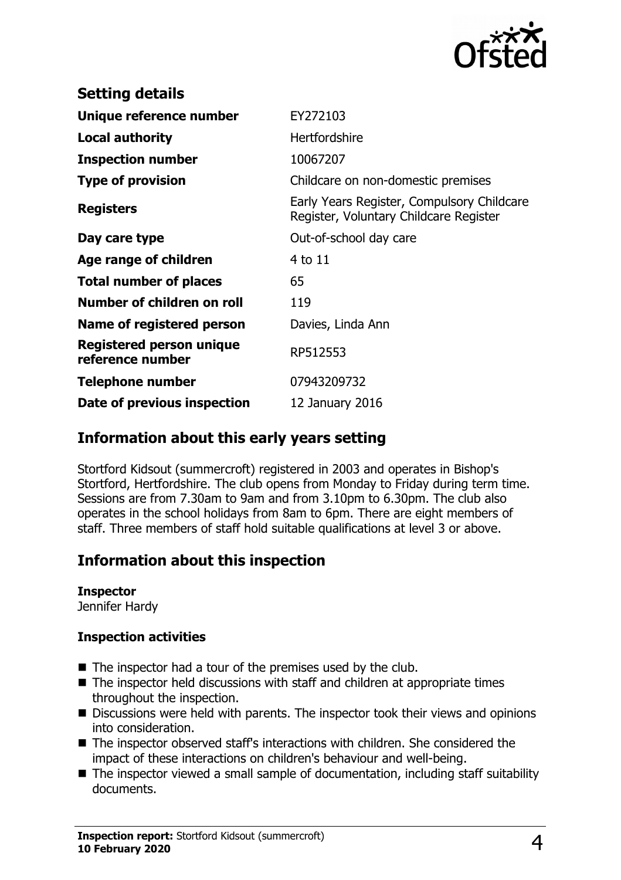## Setting details

| | |
|---|---|
| **Unique reference number** | EY272103 |
| **Local authority** | Hertfordshire |
| **Inspection number** | 10067207 |
| **Type of provision** | Childcare on non-domestic premises |
| **Registers** | Early Years Register, Compulsory Childcare Register, Voluntary Childcare Register |
| **Day care type** | Out-of-school day care |
| **Age range of children** | 4 to 11 |
| **Total number of places** | 65 |
| **Number of children on roll** | 119 |
| **Name of registered person** | Davies, Linda Ann |
| **Registered person unique reference number** | RP512553 |
| **Telephone number** | 07943209732 |
| **Date of previous inspection** | 12 January 2016 |

## Information about this early years setting

Stortford Kidsout (summercroft) registered in 2003 and operates in Bishop's Stortford, Hertfordshire. The club opens from Monday to Friday during term time. Sessions are from 7.30am to 9am and from 3.10pm to 6.30pm. The club also operates in the school holidays from 8am to 6pm. There are eight members of staff. Three members of staff hold suitable qualifications at level 3 or above.

## Information about this inspection

**Inspector**
Jennifer Hardy

**Inspection activities**

- The inspector had a tour of the premises used by the club.
- The inspector held discussions with staff and children at appropriate times throughout the inspection.
- Discussions were held with parents. The inspector took their views and opinions into consideration.
- The inspector observed staff's interactions with children. She considered the impact of these interactions on children's behaviour and well-being.
- The inspector viewed a small sample of documentation, including staff suitability documents.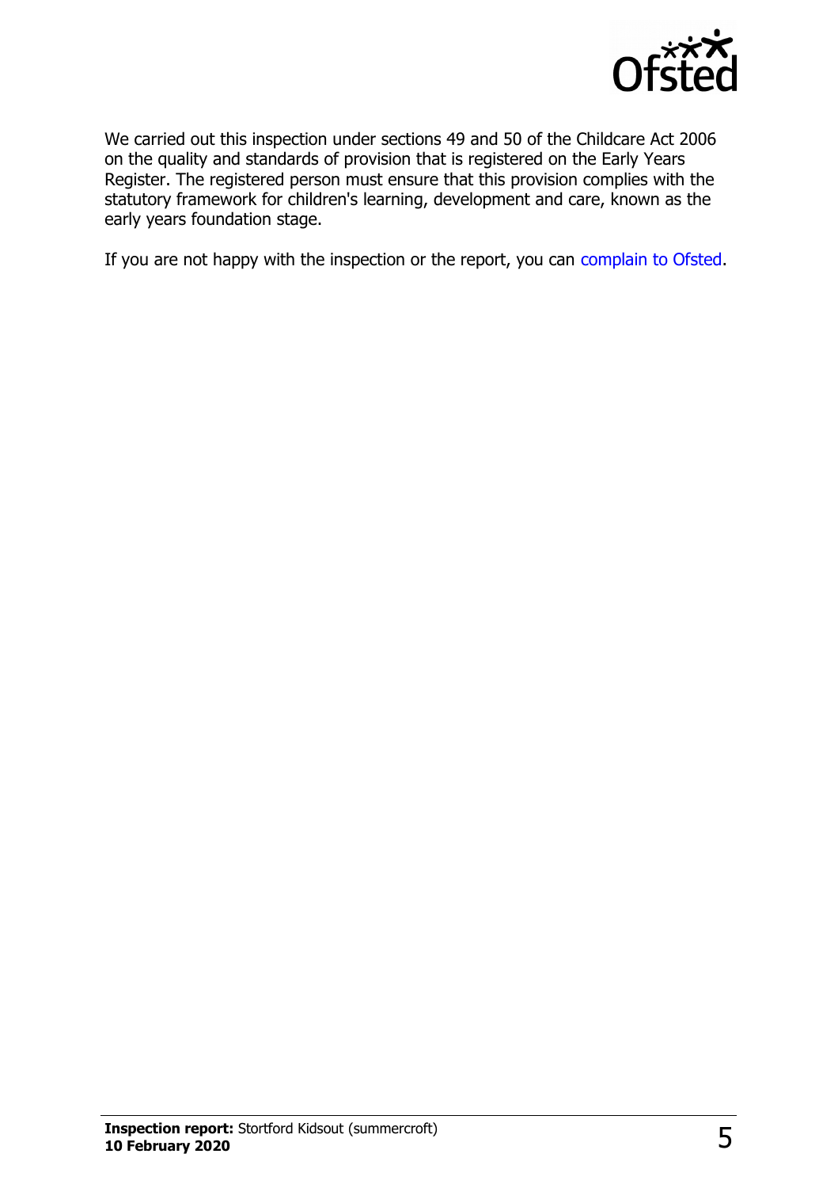We carried out this inspection under sections 49 and 50 of the Childcare Act 2006 on the quality and standards of provision that is registered on the Early Years Register. The registered person must ensure that this provision complies with the statutory framework for children's learning, development and care, known as the early years foundation stage.

If you are not happy with the inspection or the report, you can complain to Ofsted.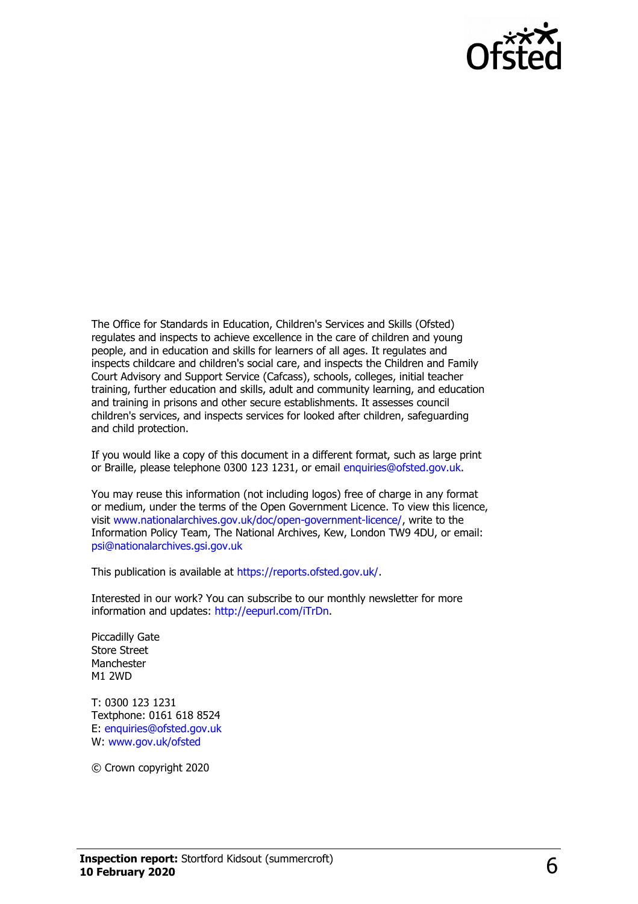The Office for Standards in Education, Children's Services and Skills (Ofsted) regulates and inspects to achieve excellence in the care of children and young people, and in education and skills for learners of all ages. It regulates and inspects childcare and children's social care, and inspects the Children and Family Court Advisory and Support Service (Cafcass), schools, colleges, initial teacher training, further education and skills, adult and community learning, and education and training in prisons and other secure establishments. It assesses council children's services, and inspects services for looked after children, safeguarding and child protection.

If you would like a copy of this document in a different format, such as large print or Braille, please telephone 0300 123 1231, or email enquiries@ofsted.gov.uk.

You may reuse this information (not including logos) free of charge in any format or medium, under the terms of the Open Government Licence. To view this licence, visit www.nationalarchives.gov.uk/doc/open-government-licence/, write to the Information Policy Team, The National Archives, Kew, London TW9 4DU, or email: psi@nationalarchives.gsi.gov.uk

This publication is available at https://reports.ofsted.gov.uk/.

Interested in our work? You can subscribe to our monthly newsletter for more information and updates: http://eepurl.com/iTrDn.

Piccadilly Gate
Store Street
Manchester
M1 2WD

T: 0300 123 1231
Textphone: 0161 618 8524
E: enquiries@ofsted.gov.uk
W: www.gov.uk/ofsted

© Crown copyright 2020